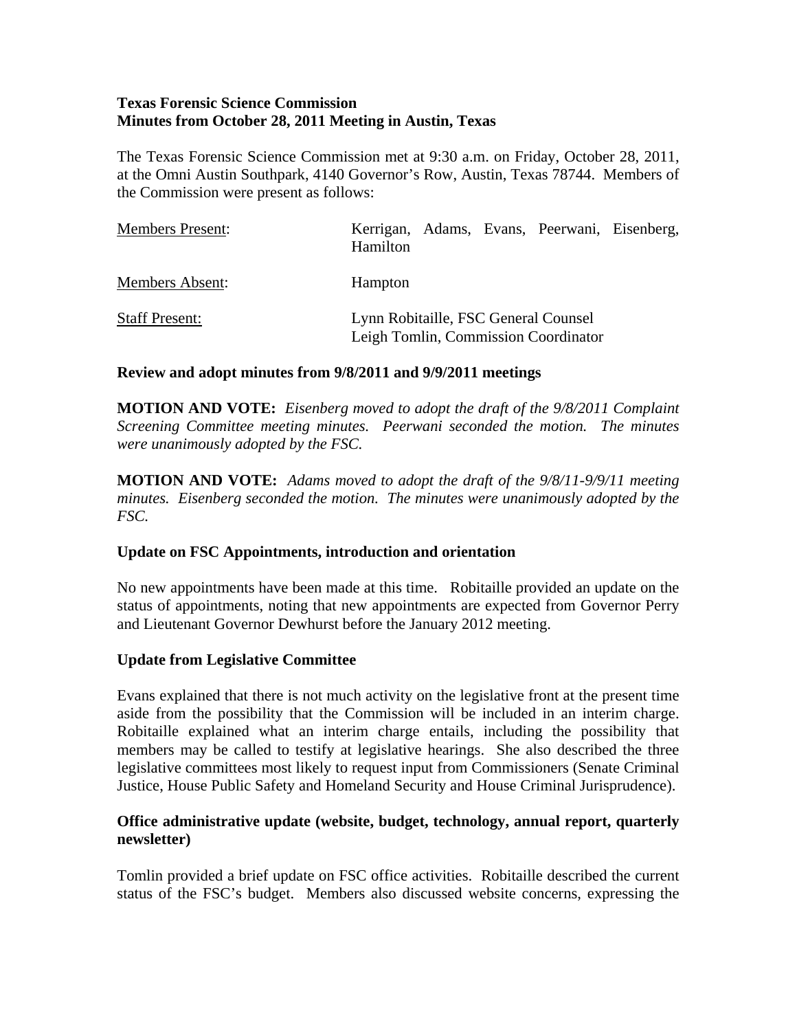**Texas Forensic Science Commission**
**Minutes from October 28, 2011 Meeting in Austin, Texas**

The Texas Forensic Science Commission met at 9:30 a.m. on Friday, October 28, 2011, at the Omni Austin Southpark, 4140 Governor's Row, Austin, Texas 78744. Members of the Commission were present as follows:

| | |
|---|---|
| Members Present: | Kerrigan, Adams, Evans, Peerwani, Eisenberg, Hamilton |
| Members Absent: | Hampton |
| Staff Present: | Lynn Robitaille, FSC General Counsel<br>Leigh Tomlin, Commission Coordinator |

**Review and adopt minutes from 9/8/2011 and 9/9/2011 meetings**

**MOTION AND VOTE:** *Eisenberg moved to adopt the draft of the 9/8/2011 Complaint Screening Committee meeting minutes. Peerwani seconded the motion. The minutes were unanimously adopted by the FSC.*

**MOTION AND VOTE:** *Adams moved to adopt the draft of the 9/8/11-9/9/11 meeting minutes. Eisenberg seconded the motion. The minutes were unanimously adopted by the FSC.*

**Update on FSC Appointments, introduction and orientation**

No new appointments have been made at this time. Robitaille provided an update on the status of appointments, noting that new appointments are expected from Governor Perry and Lieutenant Governor Dewhurst before the January 2012 meeting.

**Update from Legislative Committee**

Evans explained that there is not much activity on the legislative front at the present time aside from the possibility that the Commission will be included in an interim charge. Robitaille explained what an interim charge entails, including the possibility that members may be called to testify at legislative hearings. She also described the three legislative committees most likely to request input from Commissioners (Senate Criminal Justice, House Public Safety and Homeland Security and House Criminal Jurisprudence).

**Office administrative update (website, budget, technology, annual report, quarterly newsletter)**

Tomlin provided a brief update on FSC office activities. Robitaille described the current status of the FSC's budget. Members also discussed website concerns, expressing the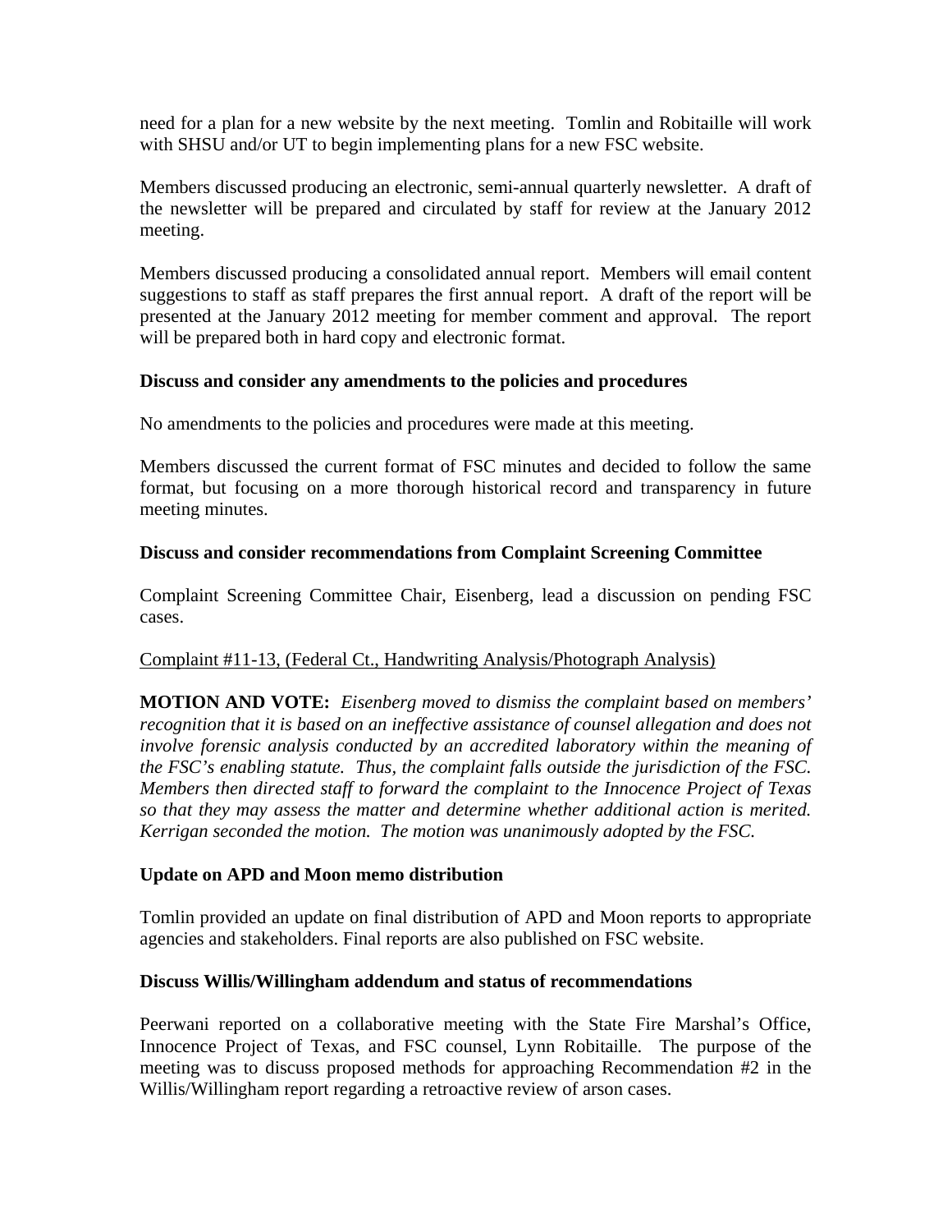need for a plan for a new website by the next meeting. Tomlin and Robitaille will work with SHSU and/or UT to begin implementing plans for a new FSC website.

Members discussed producing an electronic, semi-annual quarterly newsletter. A draft of the newsletter will be prepared and circulated by staff for review at the January 2012 meeting.

Members discussed producing a consolidated annual report. Members will email content suggestions to staff as staff prepares the first annual report. A draft of the report will be presented at the January 2012 meeting for member comment and approval. The report will be prepared both in hard copy and electronic format.

**Discuss and consider any amendments to the policies and procedures**

No amendments to the policies and procedures were made at this meeting.

Members discussed the current format of FSC minutes and decided to follow the same format, but focusing on a more thorough historical record and transparency in future meeting minutes.

**Discuss and consider recommendations from Complaint Screening Committee**

Complaint Screening Committee Chair, Eisenberg, lead a discussion on pending FSC cases.

<u>Complaint #11-13, (Federal Ct., Handwriting Analysis/Photograph Analysis)</u>

**MOTION AND VOTE:** *Eisenberg moved to dismiss the complaint based on members' recognition that it is based on an ineffective assistance of counsel allegation and does not involve forensic analysis conducted by an accredited laboratory within the meaning of the FSC's enabling statute. Thus, the complaint falls outside the jurisdiction of the FSC. Members then directed staff to forward the complaint to the Innocence Project of Texas so that they may assess the matter and determine whether additional action is merited. Kerrigan seconded the motion. The motion was unanimously adopted by the FSC.*

**Update on APD and Moon memo distribution**

Tomlin provided an update on final distribution of APD and Moon reports to appropriate agencies and stakeholders. Final reports are also published on FSC website.

**Discuss Willis/Willingham addendum and status of recommendations**

Peerwani reported on a collaborative meeting with the State Fire Marshal's Office, Innocence Project of Texas, and FSC counsel, Lynn Robitaille. The purpose of the meeting was to discuss proposed methods for approaching Recommendation #2 in the Willis/Willingham report regarding a retroactive review of arson cases.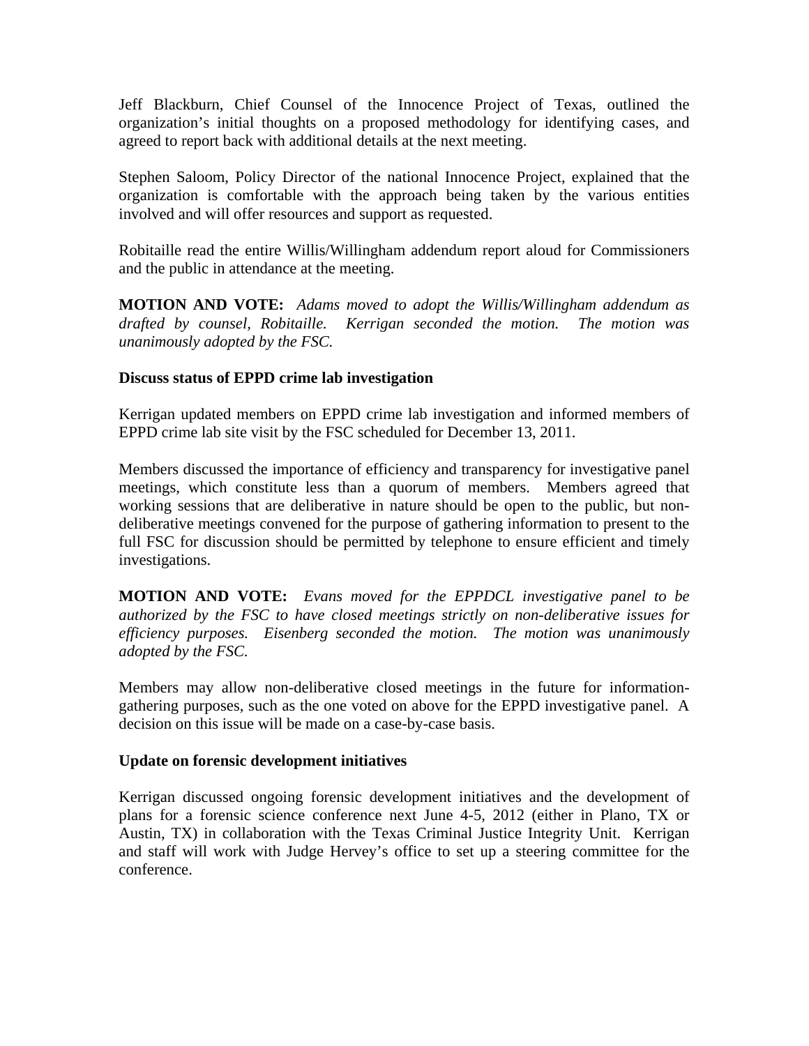Jeff Blackburn, Chief Counsel of the Innocence Project of Texas, outlined the organization's initial thoughts on a proposed methodology for identifying cases, and agreed to report back with additional details at the next meeting.

Stephen Saloom, Policy Director of the national Innocence Project, explained that the organization is comfortable with the approach being taken by the various entities involved and will offer resources and support as requested.

Robitaille read the entire Willis/Willingham addendum report aloud for Commissioners and the public in attendance at the meeting.

**MOTION AND VOTE:** *Adams moved to adopt the Willis/Willingham addendum as drafted by counsel, Robitaille. Kerrigan seconded the motion. The motion was unanimously adopted by the FSC.*

**Discuss status of EPPD crime lab investigation**

Kerrigan updated members on EPPD crime lab investigation and informed members of EPPD crime lab site visit by the FSC scheduled for December 13, 2011.

Members discussed the importance of efficiency and transparency for investigative panel meetings, which constitute less than a quorum of members. Members agreed that working sessions that are deliberative in nature should be open to the public, but non-deliberative meetings convened for the purpose of gathering information to present to the full FSC for discussion should be permitted by telephone to ensure efficient and timely investigations.

**MOTION AND VOTE:** *Evans moved for the EPPDCL investigative panel to be authorized by the FSC to have closed meetings strictly on non-deliberative issues for efficiency purposes. Eisenberg seconded the motion. The motion was unanimously adopted by the FSC.*

Members may allow non-deliberative closed meetings in the future for information-gathering purposes, such as the one voted on above for the EPPD investigative panel. A decision on this issue will be made on a case-by-case basis.

**Update on forensic development initiatives**

Kerrigan discussed ongoing forensic development initiatives and the development of plans for a forensic science conference next June 4-5, 2012 (either in Plano, TX or Austin, TX) in collaboration with the Texas Criminal Justice Integrity Unit. Kerrigan and staff will work with Judge Hervey's office to set up a steering committee for the conference.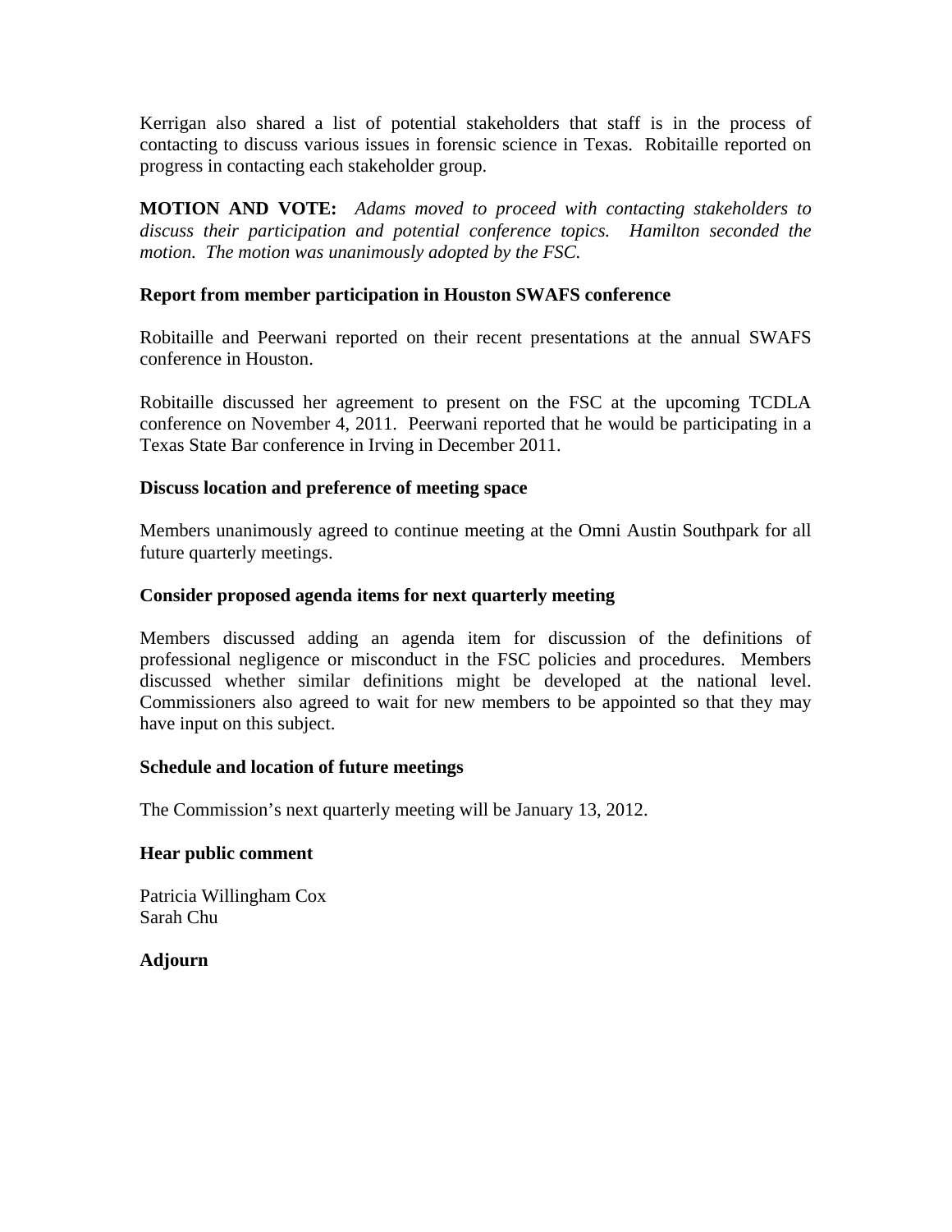Kerrigan also shared a list of potential stakeholders that staff is in the process of contacting to discuss various issues in forensic science in Texas. Robitaille reported on progress in contacting each stakeholder group.

**MOTION AND VOTE:** *Adams moved to proceed with contacting stakeholders to discuss their participation and potential conference topics. Hamilton seconded the motion. The motion was unanimously adopted by the FSC.*

**Report from member participation in Houston SWAFS conference**

Robitaille and Peerwani reported on their recent presentations at the annual SWAFS conference in Houston.

Robitaille discussed her agreement to present on the FSC at the upcoming TCDLA conference on November 4, 2011. Peerwani reported that he would be participating in a Texas State Bar conference in Irving in December 2011.

**Discuss location and preference of meeting space**

Members unanimously agreed to continue meeting at the Omni Austin Southpark for all future quarterly meetings.

**Consider proposed agenda items for next quarterly meeting**

Members discussed adding an agenda item for discussion of the definitions of professional negligence or misconduct in the FSC policies and procedures. Members discussed whether similar definitions might be developed at the national level. Commissioners also agreed to wait for new members to be appointed so that they may have input on this subject.

**Schedule and location of future meetings**

The Commission's next quarterly meeting will be January 13, 2012.

**Hear public comment**

Patricia Willingham Cox
Sarah Chu

**Adjourn**